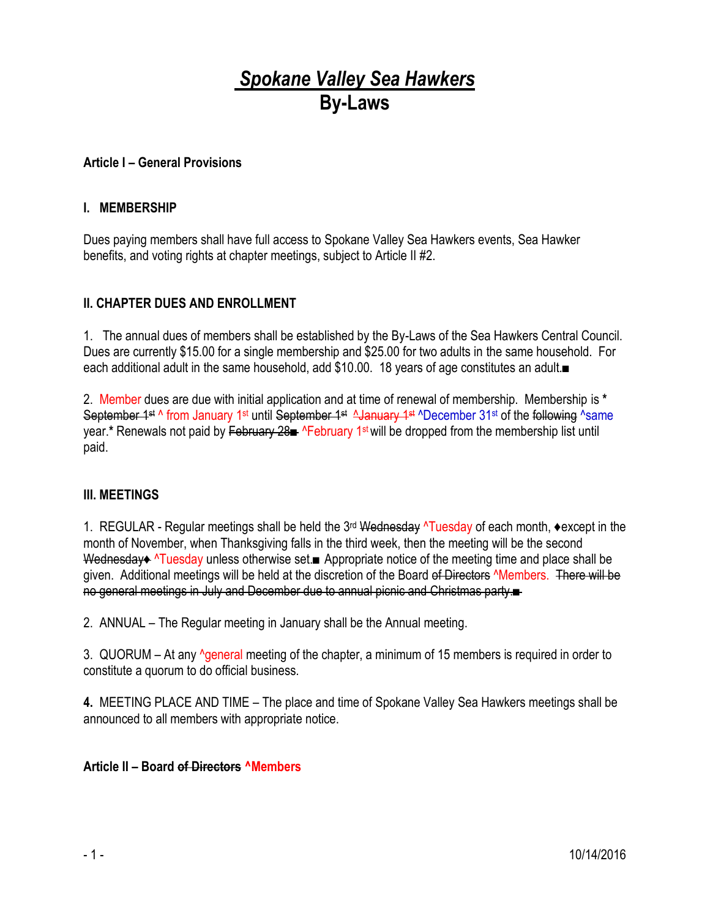# *Spokane Valley Sea Hawkers*
# By-Laws

**Article I – General Provisions**

**I. MEMBERSHIP**

Dues paying members shall have full access to Spokane Valley Sea Hawkers events, Sea Hawker benefits, and voting rights at chapter meetings, subject to Article II #2.

**II. CHAPTER DUES AND ENROLLMENT**

1. The annual dues of members shall be established by the By-Laws of the Sea Hawkers Central Council. Dues are currently $15.00 for a single membership and $25.00 for two adults in the same household. For each additional adult in the same household, add $10.00. 18 years of age constitutes an adult.■

2. Member dues are due with initial application and at time of renewal of membership. Membership is * ~~September 1st~~ ^ from January 1st until ~~September 1st~~ ~~^January 1st~~ ^December 31st of the ~~following~~ ^same year.* Renewals not paid by ~~February 28■~~ ^February 1st will be dropped from the membership list until paid.

**III. MEETINGS**

1. REGULAR - Regular meetings shall be held the 3rd ~~Wednesday~~ ^Tuesday of each month, ♦except in the month of November, when Thanksgiving falls in the third week, then the meeting will be the second ~~Wednesday♦~~ ^Tuesday unless otherwise set.■ Appropriate notice of the meeting time and place shall be given. Additional meetings will be held at the discretion of the Board ~~of Directors~~ ^Members. ~~There will be no general meetings in July and December due to annual picnic and Christmas party.■~~

2. ANNUAL – The Regular meeting in January shall be the Annual meeting.

3. QUORUM – At any ^general meeting of the chapter, a minimum of 15 members is required in order to constitute a quorum to do official business.

**4.** MEETING PLACE AND TIME – The place and time of Spokane Valley Sea Hawkers meetings shall be announced to all members with appropriate notice.

**Article II – Board ~~of Directors~~ ^Members**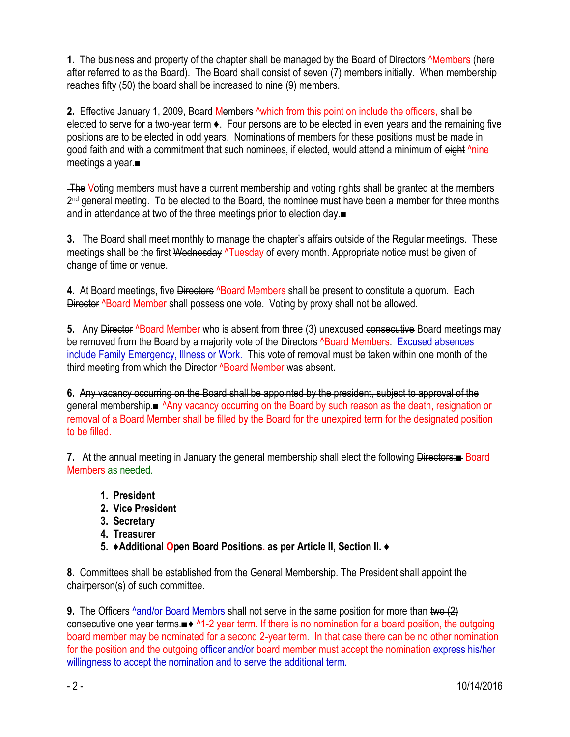**1.** The business and property of the chapter shall be managed by the Board ~~of Directors~~ ^Members (here after referred to as the Board). The Board shall consist of seven (7) members initially. When membership reaches fifty (50) the board shall be increased to nine (9) members.

**2.** Effective January 1, 2009, Board Members ^which from this point on include the officers, shall be elected to serve for a two-year term ♦. ~~Four persons are to be elected in even years and the remaining five positions are to be elected in odd years~~. Nominations of members for these positions must be made in good faith and with a commitment that such nominees, if elected, would attend a minimum of ~~eight~~ ^nine meetings a year.■

~~The~~ Voting members must have a current membership and voting rights shall be granted at the members 2nd general meeting. To be elected to the Board, the nominee must have been a member for three months and in attendance at two of the three meetings prior to election day.■

**3.** The Board shall meet monthly to manage the chapter's affairs outside of the Regular meetings. These meetings shall be the first ~~Wednesday~~ ^Tuesday of every month. Appropriate notice must be given of change of time or venue.

**4.** At Board meetings, five ~~Directors~~ ^Board Members shall be present to constitute a quorum. Each ~~Director~~ ^Board Member shall possess one vote. Voting by proxy shall not be allowed.

**5.** Any ~~Director~~ ^Board Member who is absent from three (3) unexcused ~~consecutive~~ Board meetings may be removed from the Board by a majority vote of the ~~Directors~~ ^Board Members. Excused absences include Family Emergency, Illness or Work. This vote of removal must be taken within one month of the third meeting from which the ~~Director~~ ^Board Member was absent.

**6.** ~~Any vacancy occurring on the Board shall be appointed by the president, subject to approval of the general membership.■~~ ^Any vacancy occurring on the Board by such reason as the death, resignation or removal of a Board Member shall be filled by the Board for the unexpired term for the designated position to be filled.

**7.** At the annual meeting in January the general membership shall elect the following ~~Directors:■~~ Board Members as needed.

1. **President**
2. **Vice President**
3. **Secretary**
4. **Treasurer**
5. **♦~~Additional~~ Open Board Positions. ~~as per Article II, Section II.~~ ♦**

**8.** Committees shall be established from the General Membership. The President shall appoint the chairperson(s) of such committee.

**9.** The Officers ^and/or Board Membrs shall not serve in the same position for more than ~~two (2) consecutive one year terms.■~~♦ ^1-2 year term. If there is no nomination for a board position, the outgoing board member may be nominated for a second 2-year term. In that case there can be no other nomination for the position and the outgoing officer and/or board member must ~~accept the nomination~~ express his/her willingness to accept the nomination and to serve the additional term.

10/14/2016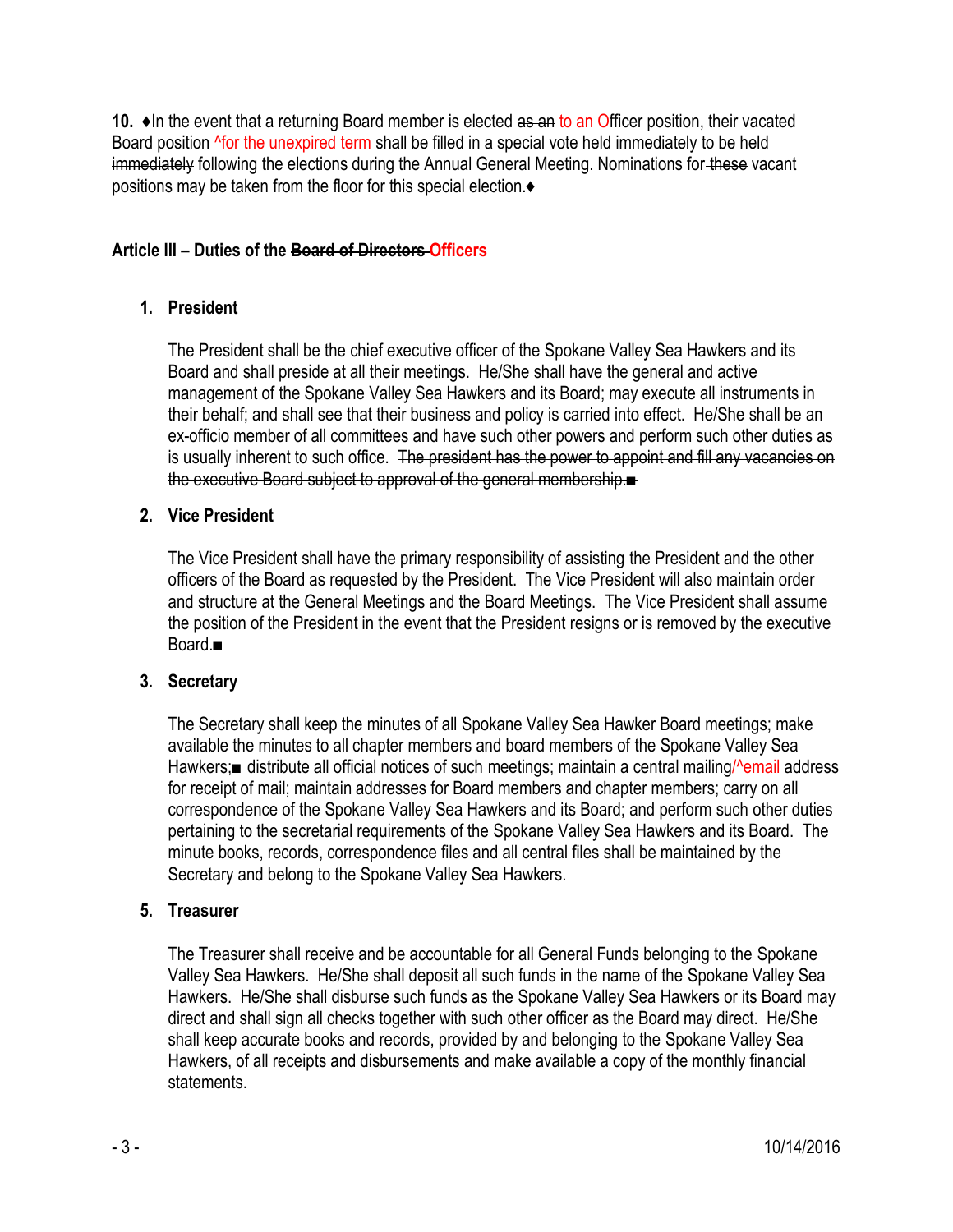**10.** ♦In the event that a returning Board member is elected ~~as an~~ to an Officer position, their vacated Board position ^for the unexpired term shall be filled in a special vote held immediately ~~to be held immediately~~ following the elections during the Annual General Meeting. Nominations for ~~these~~ vacant positions may be taken from the floor for this special election.♦

### Article III – Duties of the ~~Board of Directors~~ Officers

1. **President**

   The President shall be the chief executive officer of the Spokane Valley Sea Hawkers and its Board and shall preside at all their meetings. He/She shall have the general and active management of the Spokane Valley Sea Hawkers and its Board; may execute all instruments in their behalf; and shall see that their business and policy is carried into effect. He/She shall be an ex-officio member of all committees and have such other powers and perform such other duties as is usually inherent to such office. ~~The president has the power to appoint and fill any vacancies on the executive Board subject to approval of the general membership.■~~

2. **Vice President**

   The Vice President shall have the primary responsibility of assisting the President and the other officers of the Board as requested by the President. The Vice President will also maintain order and structure at the General Meetings and the Board Meetings. The Vice President shall assume the position of the President in the event that the President resigns or is removed by the executive Board.■

3. **Secretary**

   The Secretary shall keep the minutes of all Spokane Valley Sea Hawker Board meetings; make available the minutes to all chapter members and board members of the Spokane Valley Sea Hawkers;■ distribute all official notices of such meetings; maintain a central mailing/^email address for receipt of mail; maintain addresses for Board members and chapter members; carry on all correspondence of the Spokane Valley Sea Hawkers and its Board; and perform such other duties pertaining to the secretarial requirements of the Spokane Valley Sea Hawkers and its Board. The minute books, records, correspondence files and all central files shall be maintained by the Secretary and belong to the Spokane Valley Sea Hawkers.

5. **Treasurer**

   The Treasurer shall receive and be accountable for all General Funds belonging to the Spokane Valley Sea Hawkers. He/She shall deposit all such funds in the name of the Spokane Valley Sea Hawkers. He/She shall disburse such funds as the Spokane Valley Sea Hawkers or its Board may direct and shall sign all checks together with such other officer as the Board may direct. He/She shall keep accurate books and records, provided by and belonging to the Spokane Valley Sea Hawkers, of all receipts and disbursements and make available a copy of the monthly financial statements.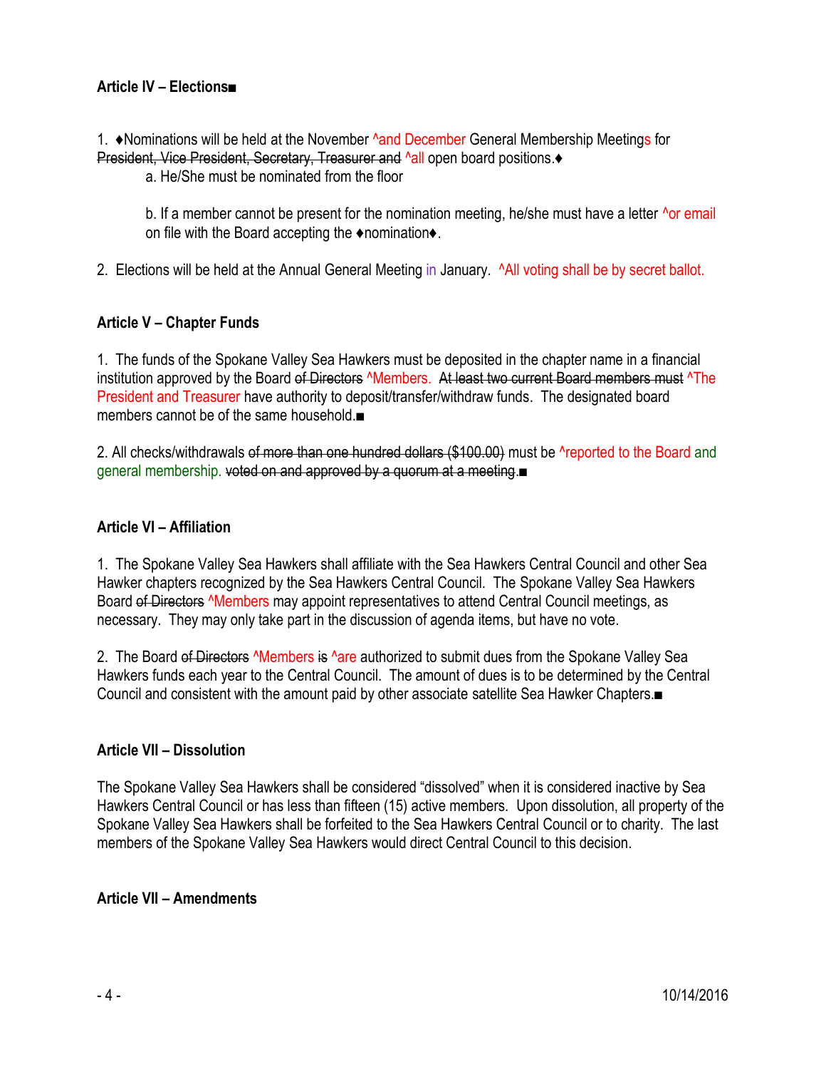**Article IV – Elections■**

1. ♦Nominations will be held at the November ^and December General Membership Meetings for ~~President, Vice President, Secretary, Treasurer and~~ ^all open board positions.♦

   a. He/She must be nominated from the floor

   b. If a member cannot be present for the nomination meeting, he/she must have a letter ^or email on file with the Board accepting the ♦nomination♦.

2. Elections will be held at the Annual General Meeting in January. ^All voting shall be by secret ballot.

**Article V – Chapter Funds**

1. The funds of the Spokane Valley Sea Hawkers must be deposited in the chapter name in a financial institution approved by the Board ~~of Directors~~ ^Members. ~~At least two current Board members must~~ ^The President and Treasurer have authority to deposit/transfer/withdraw funds. The designated board members cannot be of the same household.■

2. All checks/withdrawals ~~of more than one hundred dollars ($100.00)~~ must be ^reported to the Board and general membership. ~~voted on and approved by a quorum at a meeting~~.■

**Article VI – Affiliation**

1. The Spokane Valley Sea Hawkers shall affiliate with the Sea Hawkers Central Council and other Sea Hawker chapters recognized by the Sea Hawkers Central Council. The Spokane Valley Sea Hawkers Board ~~of Directors~~ ^Members may appoint representatives to attend Central Council meetings, as necessary. They may only take part in the discussion of agenda items, but have no vote.

2. The Board ~~of Directors~~ ^Members ~~is~~ ^are authorized to submit dues from the Spokane Valley Sea Hawkers funds each year to the Central Council. The amount of dues is to be determined by the Central Council and consistent with the amount paid by other associate satellite Sea Hawker Chapters.■

**Article VII – Dissolution**

The Spokane Valley Sea Hawkers shall be considered "dissolved" when it is considered inactive by Sea Hawkers Central Council or has less than fifteen (15) active members. Upon dissolution, all property of the Spokane Valley Sea Hawkers shall be forfeited to the Sea Hawkers Central Council or to charity. The last members of the Spokane Valley Sea Hawkers would direct Central Council to this decision.

**Article VII – Amendments**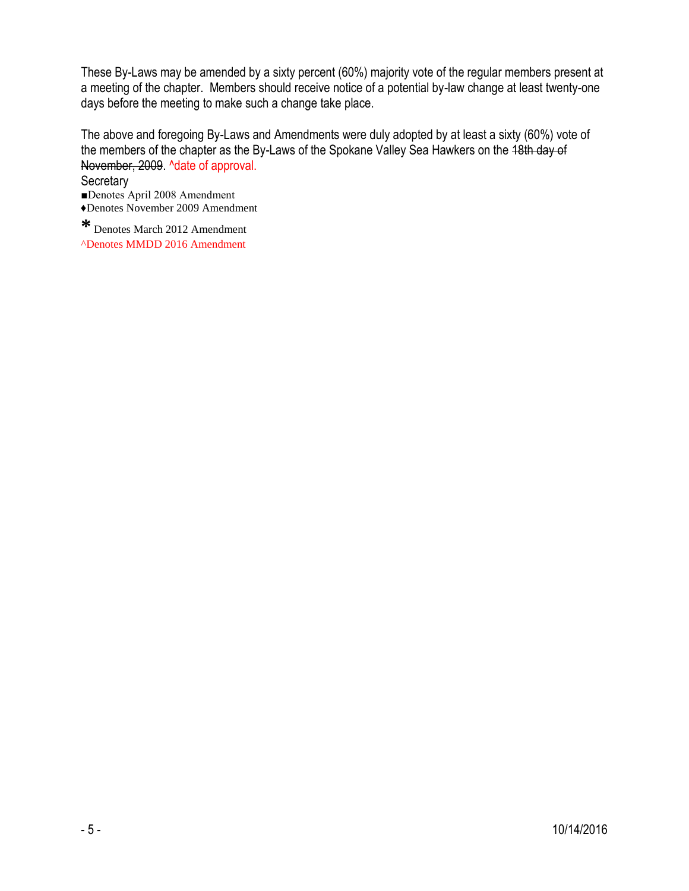These By-Laws may be amended by a sixty percent (60%) majority vote of the regular members present at a meeting of the chapter. Members should receive notice of a potential by-law change at least twenty-one days before the meeting to make such a change take place.

The above and foregoing By-Laws and Amendments were duly adopted by at least a sixty (60%) vote of the members of the chapter as the By-Laws of the Spokane Valley Sea Hawkers on the ~~18th day of November, 2009~~. ^date of approval.

Secretary

■Denotes April 2008 Amendment

♦Denotes November 2009 Amendment

* Denotes March 2012 Amendment

^Denotes MMDD 2016 Amendment